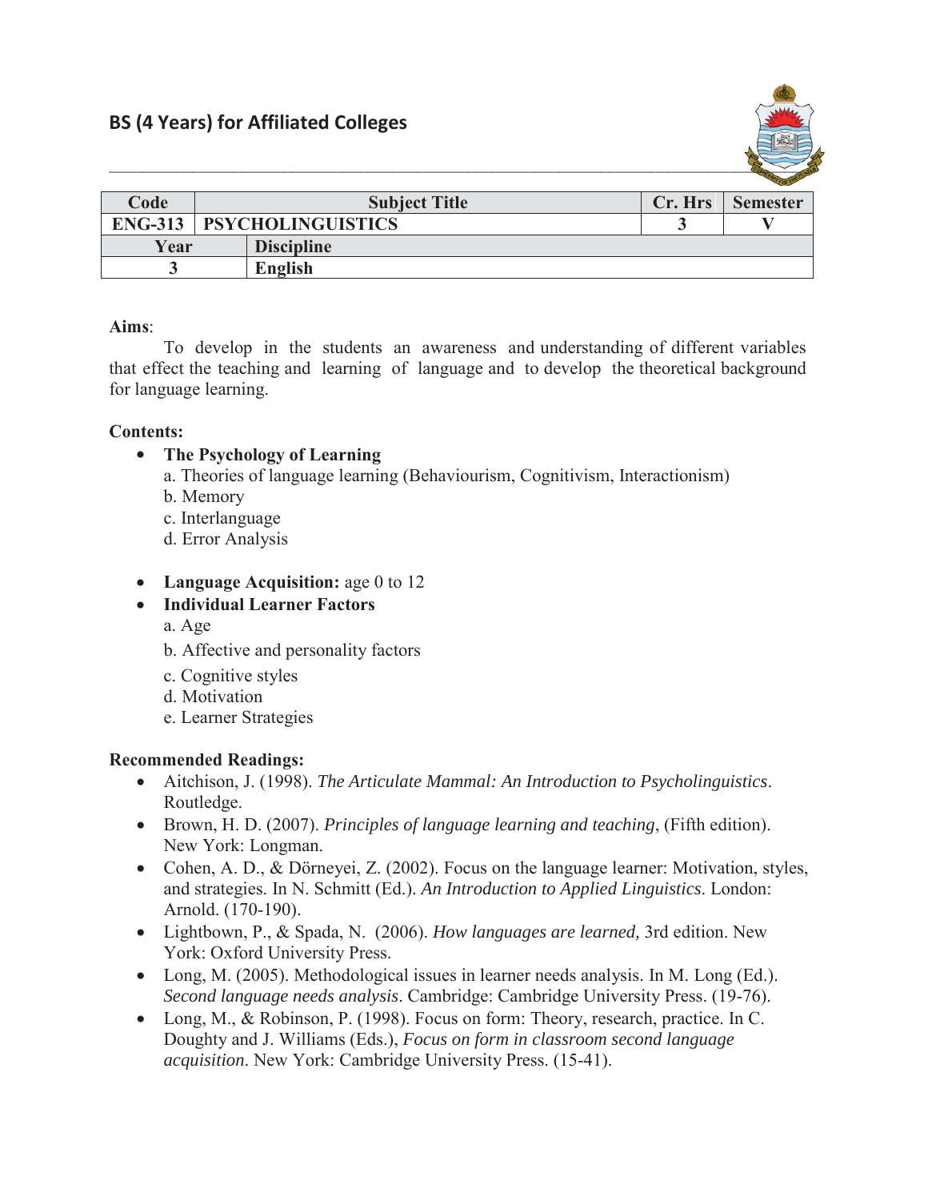# BS (4 Years) for Affiliated Colleges

| Code | Subject Title | Cr. Hrs | Semester |
|---|---|---|---|
| ENG-313 | PSYCHOLINGUISTICS | 3 | V |
| Year | Discipline | | |
| 3 | English | | |

**Aims**:

To develop in the students an awareness and understanding of different variables that effect the teaching and learning of language and to develop the theoretical background for language learning.

**Contents:**

- **The Psychology of Learning**
  - a. Theories of language learning (Behaviourism, Cognitivism, Interactionism)
  - b. Memory
  - c. Interlanguage
  - d. Error Analysis
- **Language Acquisition:** age 0 to 12
- **Individual Learner Factors**
  - a. Age
  - b. Affective and personality factors
  - c. Cognitive styles
  - d. Motivation
  - e. Learner Strategies

**Recommended Readings:**

- Aitchison, J. (1998). *The Articulate Mammal: An Introduction to Psycholinguistics*. Routledge.
- Brown, H. D. (2007). *Principles of language learning and teaching*, (Fifth edition). New York: Longman.
- Cohen, A. D., & Dörneyei, Z. (2002). Focus on the language learner: Motivation, styles, and strategies. In N. Schmitt (Ed.). *An Introduction to Applied Linguistics*. London: Arnold. (170-190).
- Lightbown, P., & Spada, N. (2006). *How languages are learned,* 3rd edition. New York: Oxford University Press.
- Long, M. (2005). Methodological issues in learner needs analysis. In M. Long (Ed.). *Second language needs analysis*. Cambridge: Cambridge University Press. (19-76).
- Long, M., & Robinson, P. (1998). Focus on form: Theory, research, practice. In C. Doughty and J. Williams (Eds.), *Focus on form in classroom second language acquisition*. New York: Cambridge University Press. (15-41).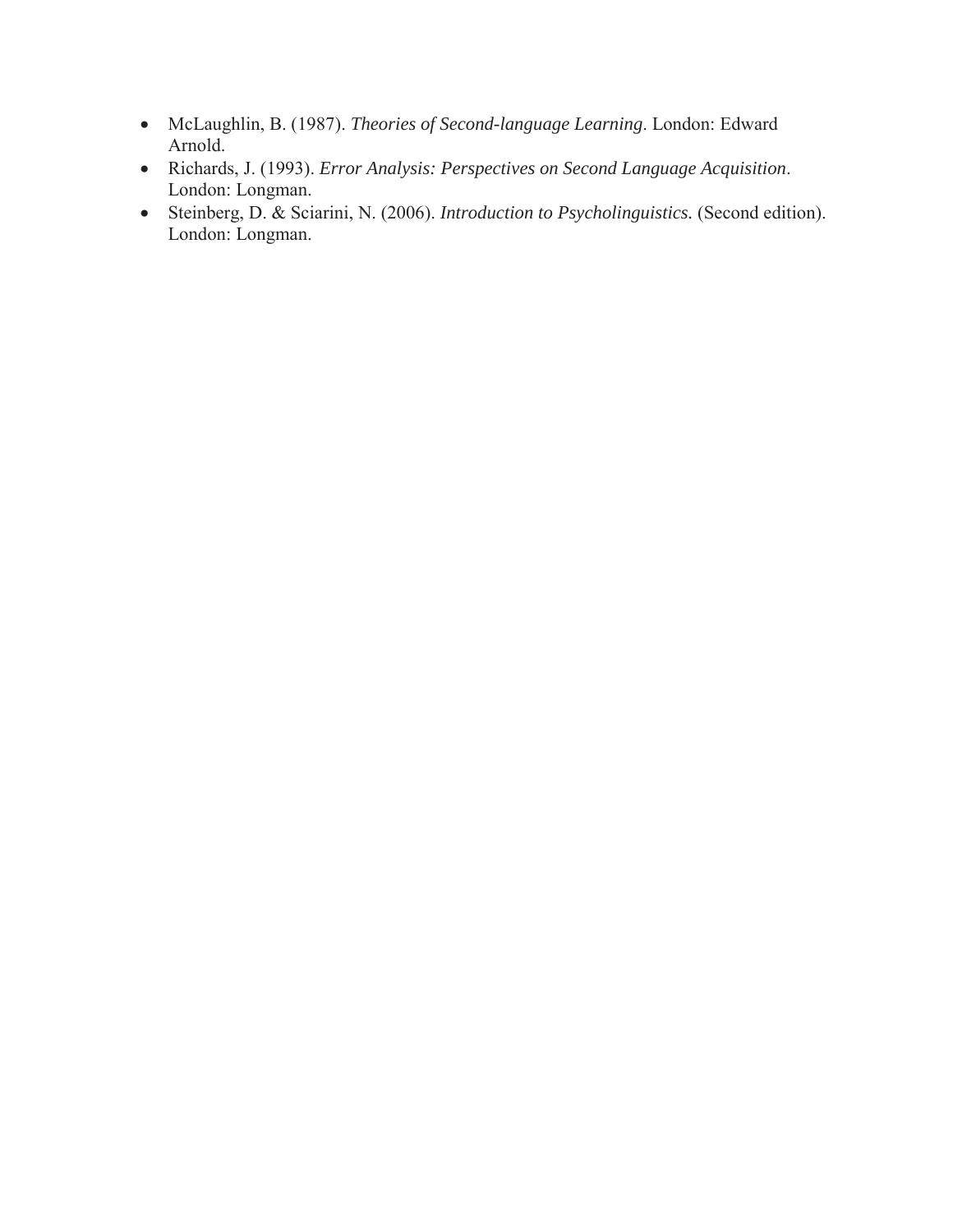- McLaughlin, B. (1987). *Theories of Second-language Learning*. London: Edward Arnold.
- Richards, J. (1993). *Error Analysis: Perspectives on Second Language Acquisition*. London: Longman.
- Steinberg, D. & Sciarini, N. (2006). *Introduction to Psycholinguistics.* (Second edition). London: Longman.